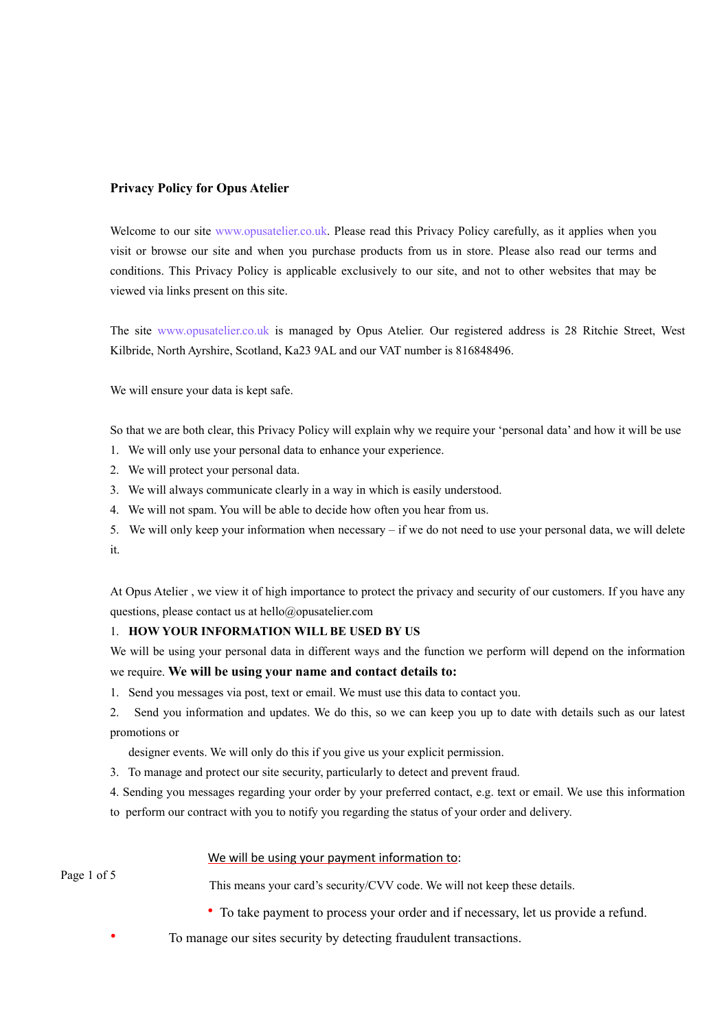# Privacy Policy for Opus Atelier

Welcome to our site www.opusatelier.co.uk. Please read this Privacy Policy carefully, as it applies when you visit or browse our site and when you purchase products from us in store. Please also read our terms and conditions. This Privacy Policy is applicable exclusively to our site, and not to other websites that may be viewed via links present on this site.

The site www.opusatelier.co.uk is managed by Opus Atelier. Our registered address is 28 Ritchie Street, West Kilbride, North Ayrshire, Scotland, Ka23 9AL and our VAT number is 816848496.

We will ensure your data is kept safe.

So that we are both clear, this Privacy Policy will explain why we require your 'personal data' and how it will be use

1. We will only use your personal data to enhance your experience.
2. We will protect your personal data.
3. We will always communicate clearly in a way in which is easily understood.
4. We will not spam. You will be able to decide how often you hear from us.
5. We will only keep your information when necessary – if we do not need to use your personal data, we will delete it.

At Opus Atelier , we view it of high importance to protect the privacy and security of our customers. If you have any questions, please contact us at hello@opusatelier.com

## 1. HOW YOUR INFORMATION WILL BE USED BY US

We will be using your personal data in different ways and the function we perform will depend on the information we require. **We will be using your name and contact details to:**

1. Send you messages via post, text or email. We must use this data to contact you.
2. Send you information and updates. We do this, so we can keep you up to date with details such as our latest promotions or designer events. We will only do this if you give us your explicit permission.
3. To manage and protect our site security, particularly to detect and prevent fraud.
4. Sending you messages regarding your order by your preferred contact, e.g. text or email. We use this information to perform our contract with you to notify you regarding the status of your order and delivery.

<u>We will be using your payment information to</u>:

This means your card's security/CVV code. We will not keep these details.

- To take payment to process your order and if necessary, let us provide a refund.
- To manage our sites security by detecting fraudulent transactions.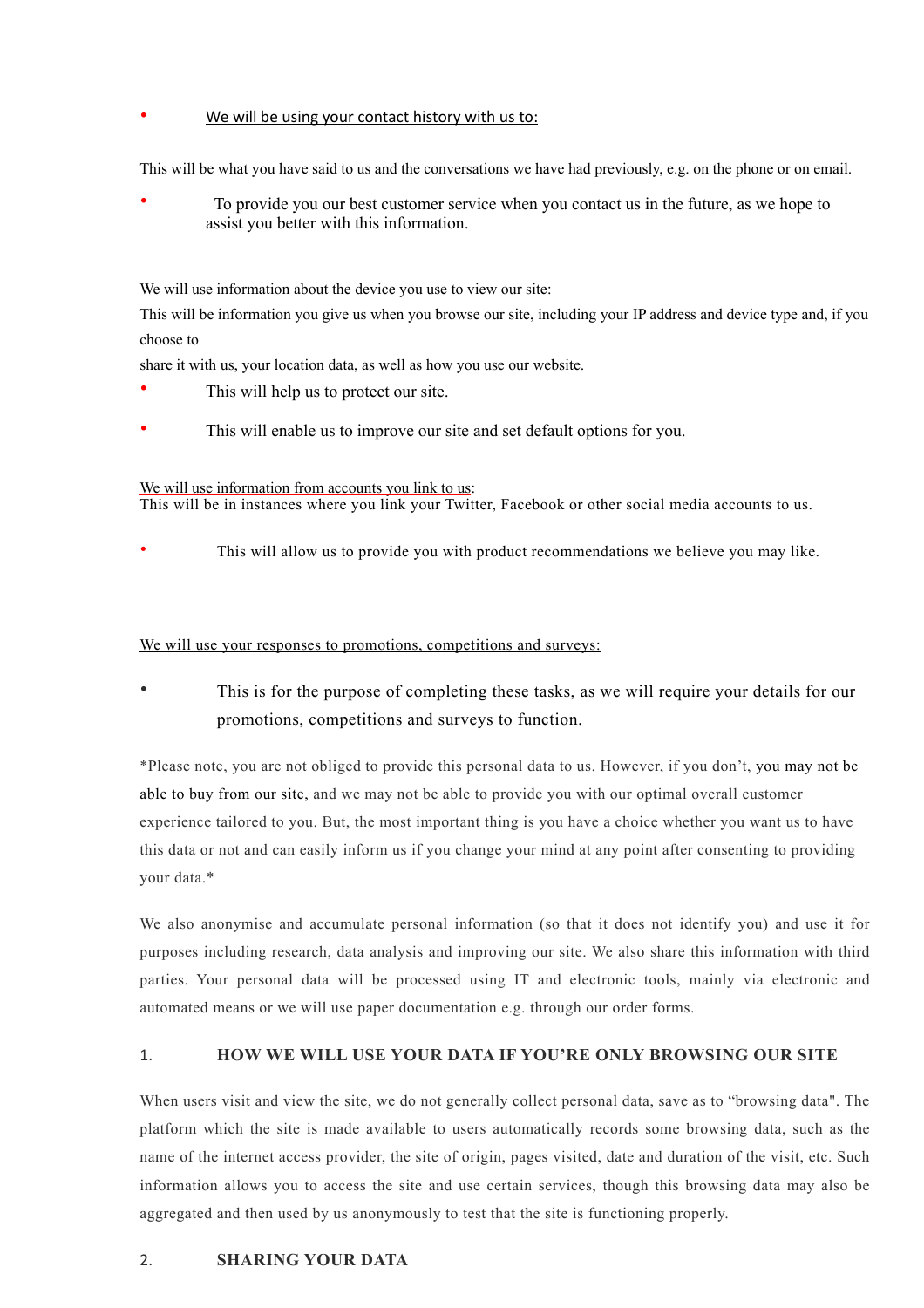- <u>We will be using your contact history with us to:</u>

This will be what you have said to us and the conversations we have had previously, e.g. on the phone or on email.

- To provide you our best customer service when you contact us in the future, as we hope to assist you better with this information.

<u>We will use information about the device you use to view our site</u>:

This will be information you give us when you browse our site, including your IP address and device type and, if you choose to

share it with us, your location data, as well as how you use our website.

- This will help us to protect our site.
- This will enable us to improve our site and set default options for you.

<u>We will use information from accounts you link to us</u>:

This will be in instances where you link your Twitter, Facebook or other social media accounts to us.

- This will allow us to provide you with product recommendations we believe you may like.

<u>We will use your responses to promotions, competitions and surveys:</u>

- This is for the purpose of completing these tasks, as we will require your details for our promotions, competitions and surveys to function.

*Please note, you are not obliged to provide this personal data to us. However, if you don't, you may not be able to buy from our site, and we may not be able to provide you with our optimal overall customer experience tailored to you. But, the most important thing is you have a choice whether you want us to have this data or not and can easily inform us if you change your mind at any point after consenting to providing your data.*

We also anonymise and accumulate personal information (so that it does not identify you) and use it for purposes including research, data analysis and improving our site. We also share this information with third parties. Your personal data will be processed using IT and electronic tools, mainly via electronic and automated means or we will use paper documentation e.g. through our order forms.

## 1. HOW WE WILL USE YOUR DATA IF YOU'RE ONLY BROWSING OUR SITE

When users visit and view the site, we do not generally collect personal data, save as to "browsing data". The platform which the site is made available to users automatically records some browsing data, such as the name of the internet access provider, the site of origin, pages visited, date and duration of the visit, etc. Such information allows you to access the site and use certain services, though this browsing data may also be aggregated and then used by us anonymously to test that the site is functioning properly.

## 2. SHARING YOUR DATA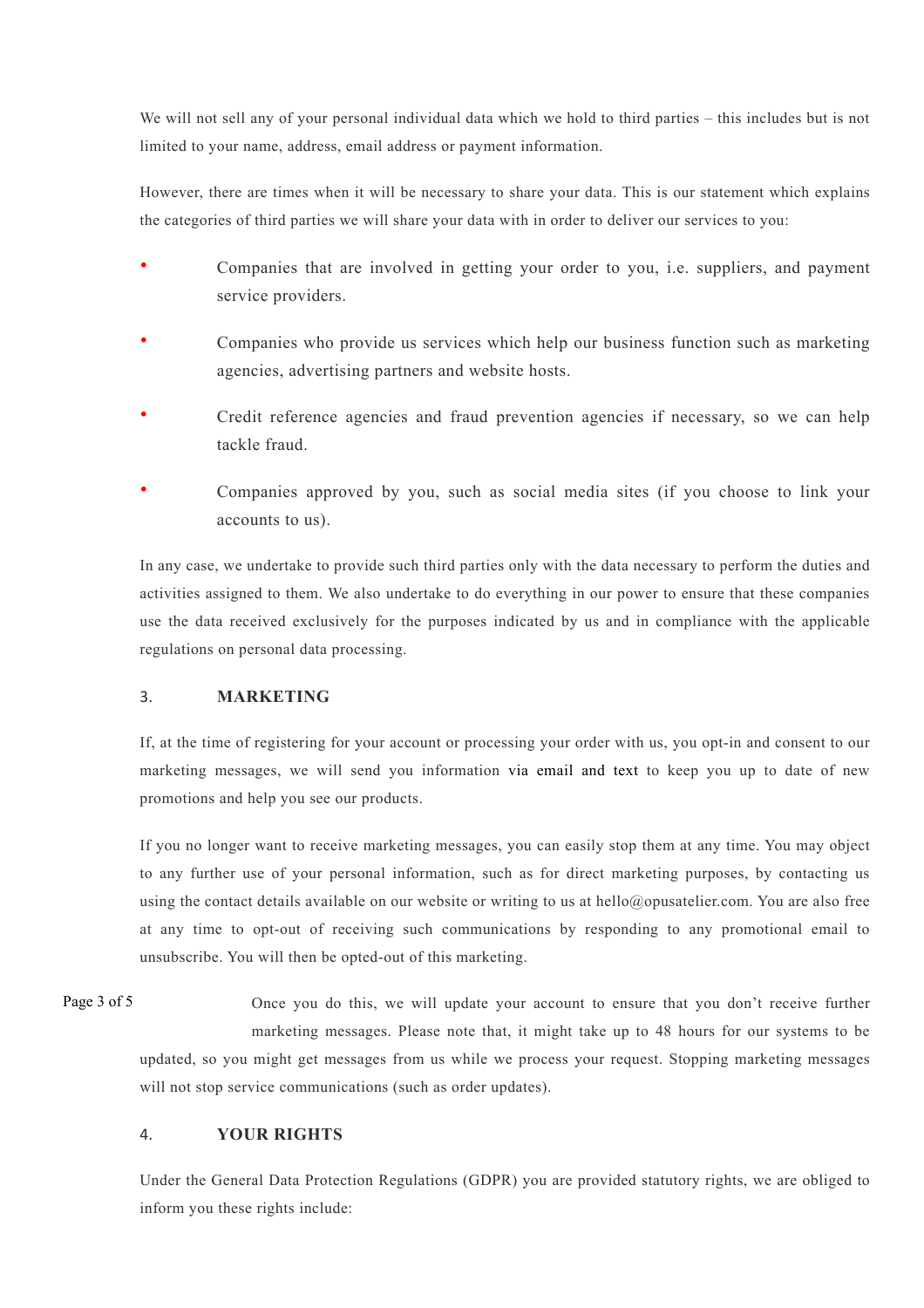We will not sell any of your personal individual data which we hold to third parties – this includes but is not limited to your name, address, email address or payment information.

However, there are times when it will be necessary to share your data. This is our statement which explains the categories of third parties we will share your data with in order to deliver our services to you:

- Companies that are involved in getting your order to you, i.e. suppliers, and payment service providers.
- Companies who provide us services which help our business function such as marketing agencies, advertising partners and website hosts.
- Credit reference agencies and fraud prevention agencies if necessary, so we can help tackle fraud.
- Companies approved by you, such as social media sites (if you choose to link your accounts to us).

In any case, we undertake to provide such third parties only with the data necessary to perform the duties and activities assigned to them. We also undertake to do everything in our power to ensure that these companies use the data received exclusively for the purposes indicated by us and in compliance with the applicable regulations on personal data processing.

## 3. MARKETING

If, at the time of registering for your account or processing your order with us, you opt-in and consent to our marketing messages, we will send you information via email and text to keep you up to date of new promotions and help you see our products.

If you no longer want to receive marketing messages, you can easily stop them at any time. You may object to any further use of your personal information, such as for direct marketing purposes, by contacting us using the contact details available on our website or writing to us at hello@opusatelier.com. You are also free at any time to opt-out of receiving such communications by responding to any promotional email to unsubscribe. You will then be opted-out of this marketing.

Once you do this, we will update your account to ensure that you don't receive further marketing messages. Please note that, it might take up to 48 hours for our systems to be updated, so you might get messages from us while we process your request. Stopping marketing messages will not stop service communications (such as order updates).

## 4. YOUR RIGHTS

Under the General Data Protection Regulations (GDPR) you are provided statutory rights, we are obliged to inform you these rights include: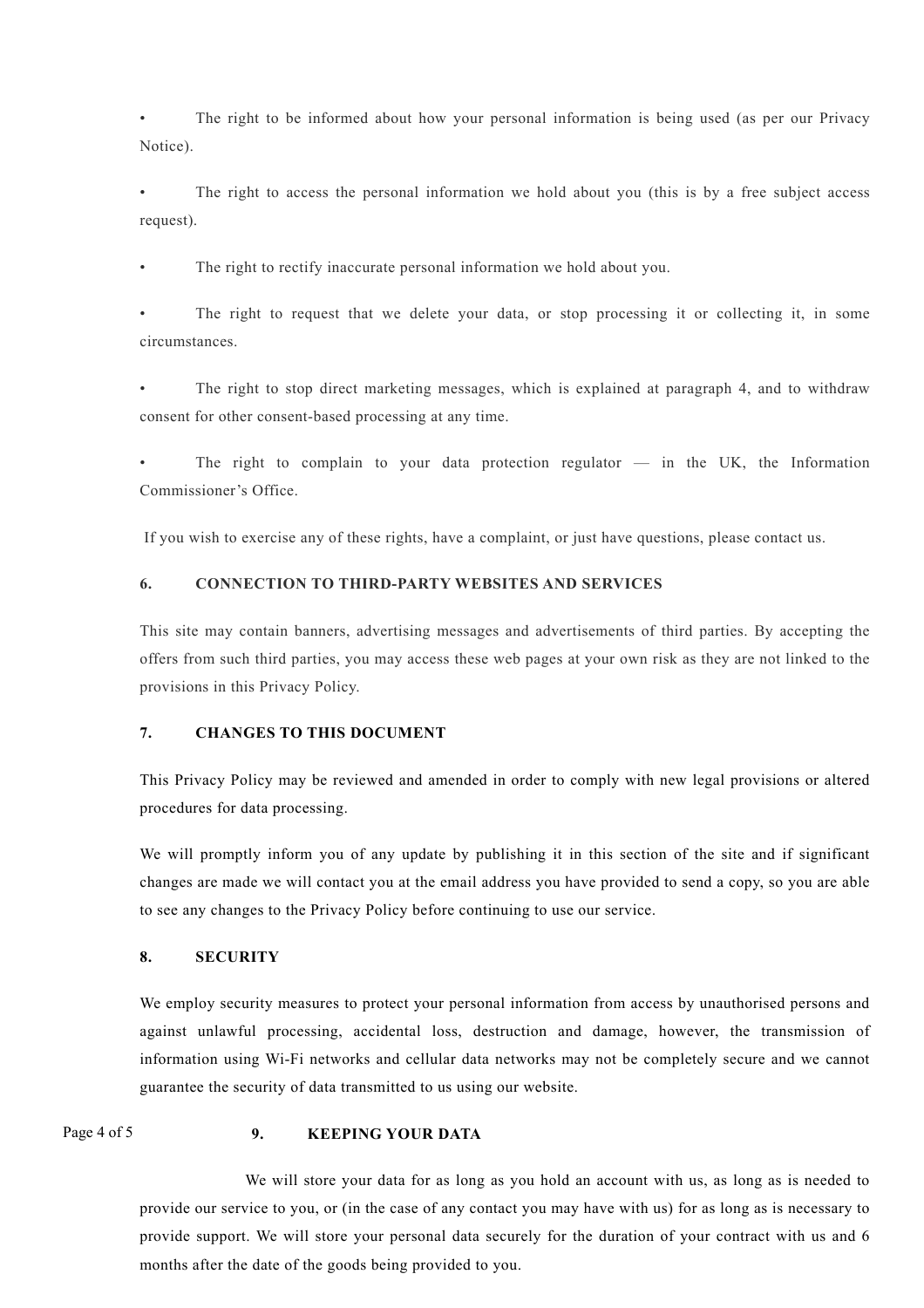- The right to be informed about how your personal information is being used (as per our Privacy Notice).
- The right to access the personal information we hold about you (this is by a free subject access request).
- The right to rectify inaccurate personal information we hold about you.
- The right to request that we delete your data, or stop processing it or collecting it, in some circumstances.
- The right to stop direct marketing messages, which is explained at paragraph 4, and to withdraw consent for other consent-based processing at any time.
- The right to complain to your data protection regulator — in the UK, the Information Commissioner's Office.

If you wish to exercise any of these rights, have a complaint, or just have questions, please contact us.

## 6. CONNECTION TO THIRD-PARTY WEBSITES AND SERVICES

This site may contain banners, advertising messages and advertisements of third parties. By accepting the offers from such third parties, you may access these web pages at your own risk as they are not linked to the provisions in this Privacy Policy.

## 7. CHANGES TO THIS DOCUMENT

This Privacy Policy may be reviewed and amended in order to comply with new legal provisions or altered procedures for data processing.

We will promptly inform you of any update by publishing it in this section of the site and if significant changes are made we will contact you at the email address you have provided to send a copy, so you are able to see any changes to the Privacy Policy before continuing to use our service.

## 8. SECURITY

We employ security measures to protect your personal information from access by unauthorised persons and against unlawful processing, accidental loss, destruction and damage, however, the transmission of information using Wi-Fi networks and cellular data networks may not be completely secure and we cannot guarantee the security of data transmitted to us using our website.

## 9. KEEPING YOUR DATA

We will store your data for as long as you hold an account with us, as long as is needed to provide our service to you, or (in the case of any contact you may have with us) for as long as is necessary to provide support. We will store your personal data securely for the duration of your contract with us and 6 months after the date of the goods being provided to you.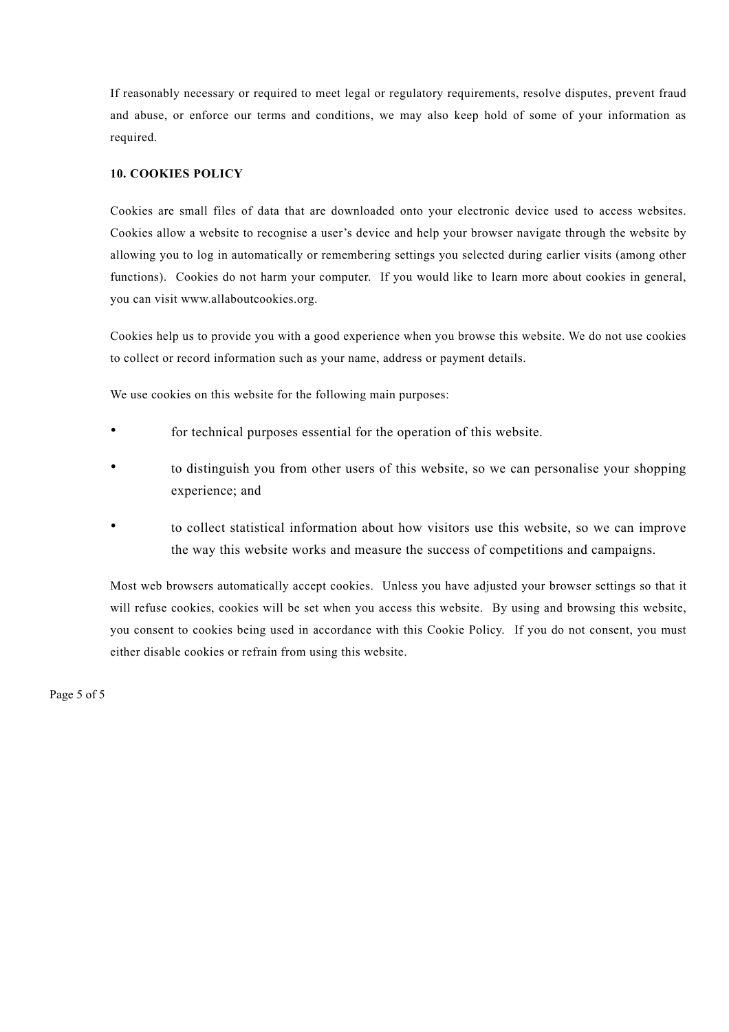If reasonably necessary or required to meet legal or regulatory requirements, resolve disputes, prevent fraud and abuse, or enforce our terms and conditions, we may also keep hold of some of your information as required.

**10. COOKIES POLICY**

Cookies are small files of data that are downloaded onto your electronic device used to access websites. Cookies allow a website to recognise a user's device and help your browser navigate through the website by allowing you to log in automatically or remembering settings you selected during earlier visits (among other functions). Cookies do not harm your computer. If you would like to learn more about cookies in general, you can visit www.allaboutcookies.org.

Cookies help us to provide you with a good experience when you browse this website. We do not use cookies to collect or record information such as your name, address or payment details.

We use cookies on this website for the following main purposes:

- for technical purposes essential for the operation of this website.
- to distinguish you from other users of this website, so we can personalise your shopping experience; and
- to collect statistical information about how visitors use this website, so we can improve the way this website works and measure the success of competitions and campaigns.

Most web browsers automatically accept cookies. Unless you have adjusted your browser settings so that it will refuse cookies, cookies will be set when you access this website. By using and browsing this website, you consent to cookies being used in accordance with this Cookie Policy. If you do not consent, you must either disable cookies or refrain from using this website.